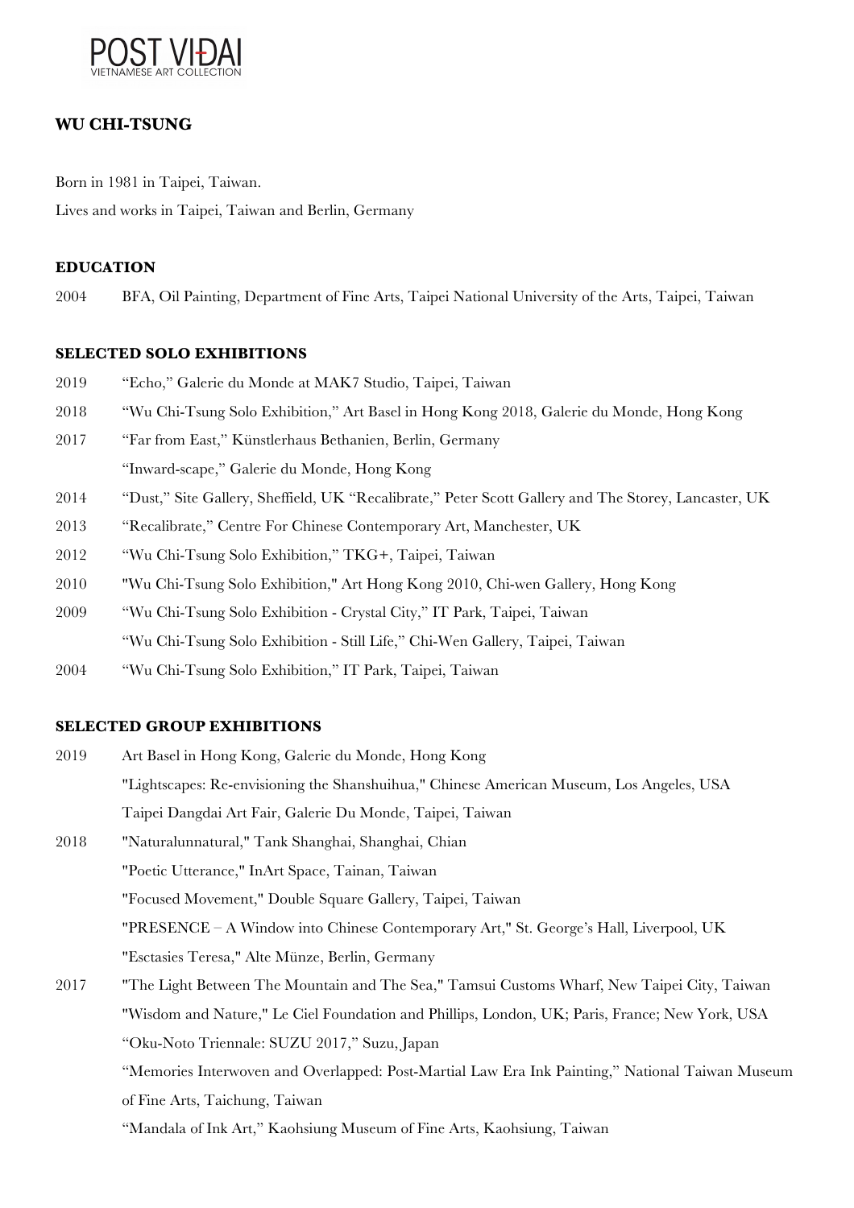POST VIDAI
VIETNAMESE ART COLLECTION

## WU CHI-TSUNG

Born in 1981 in Taipei, Taiwan.
Lives and works in Taipei, Taiwan and Berlin, Germany

### EDUCATION

2004 BFA, Oil Painting, Department of Fine Arts, Taipei National University of the Arts, Taipei, Taiwan

### SELECTED SOLO EXHIBITIONS

2019 "Echo," Galerie du Monde at MAK7 Studio, Taipei, Taiwan

2018 "Wu Chi-Tsung Solo Exhibition," Art Basel in Hong Kong 2018, Galerie du Monde, Hong Kong

2017 "Far from East," Künstlerhaus Bethanien, Berlin, Germany
"Inward-scape," Galerie du Monde, Hong Kong

2014 "Dust," Site Gallery, Sheffield, UK "Recalibrate," Peter Scott Gallery and The Storey, Lancaster, UK

2013 "Recalibrate," Centre For Chinese Contemporary Art, Manchester, UK

2012 "Wu Chi-Tsung Solo Exhibition," TKG+, Taipei, Taiwan

2010 "Wu Chi-Tsung Solo Exhibition," Art Hong Kong 2010, Chi-wen Gallery, Hong Kong

2009 "Wu Chi-Tsung Solo Exhibition - Crystal City," IT Park, Taipei, Taiwan
"Wu Chi-Tsung Solo Exhibition - Still Life," Chi-Wen Gallery, Taipei, Taiwan

2004 "Wu Chi-Tsung Solo Exhibition," IT Park, Taipei, Taiwan

### SELECTED GROUP EXHIBITIONS

2019 Art Basel in Hong Kong, Galerie du Monde, Hong Kong
"Lightscapes: Re-envisioning the Shanshuihua," Chinese American Museum, Los Angeles, USA
Taipei Dangdai Art Fair, Galerie Du Monde, Taipei, Taiwan

2018 "Naturalunnatural," Tank Shanghai, Shanghai, Chian
"Poetic Utterance," InArt Space, Tainan, Taiwan
"Focused Movement," Double Square Gallery, Taipei, Taiwan
"PRESENCE – A Window into Chinese Contemporary Art," St. George's Hall, Liverpool, UK
"Esctasies Teresa," Alte Münze, Berlin, Germany

2017 "The Light Between The Mountain and The Sea," Tamsui Customs Wharf, New Taipei City, Taiwan
"Wisdom and Nature," Le Ciel Foundation and Phillips, London, UK; Paris, France; New York, USA
"Oku-Noto Triennale: SUZU 2017," Suzu, Japan
"Memories Interwoven and Overlapped: Post-Martial Law Era Ink Painting," National Taiwan Museum of Fine Arts, Taichung, Taiwan
"Mandala of Ink Art," Kaohsiung Museum of Fine Arts, Kaohsiung, Taiwan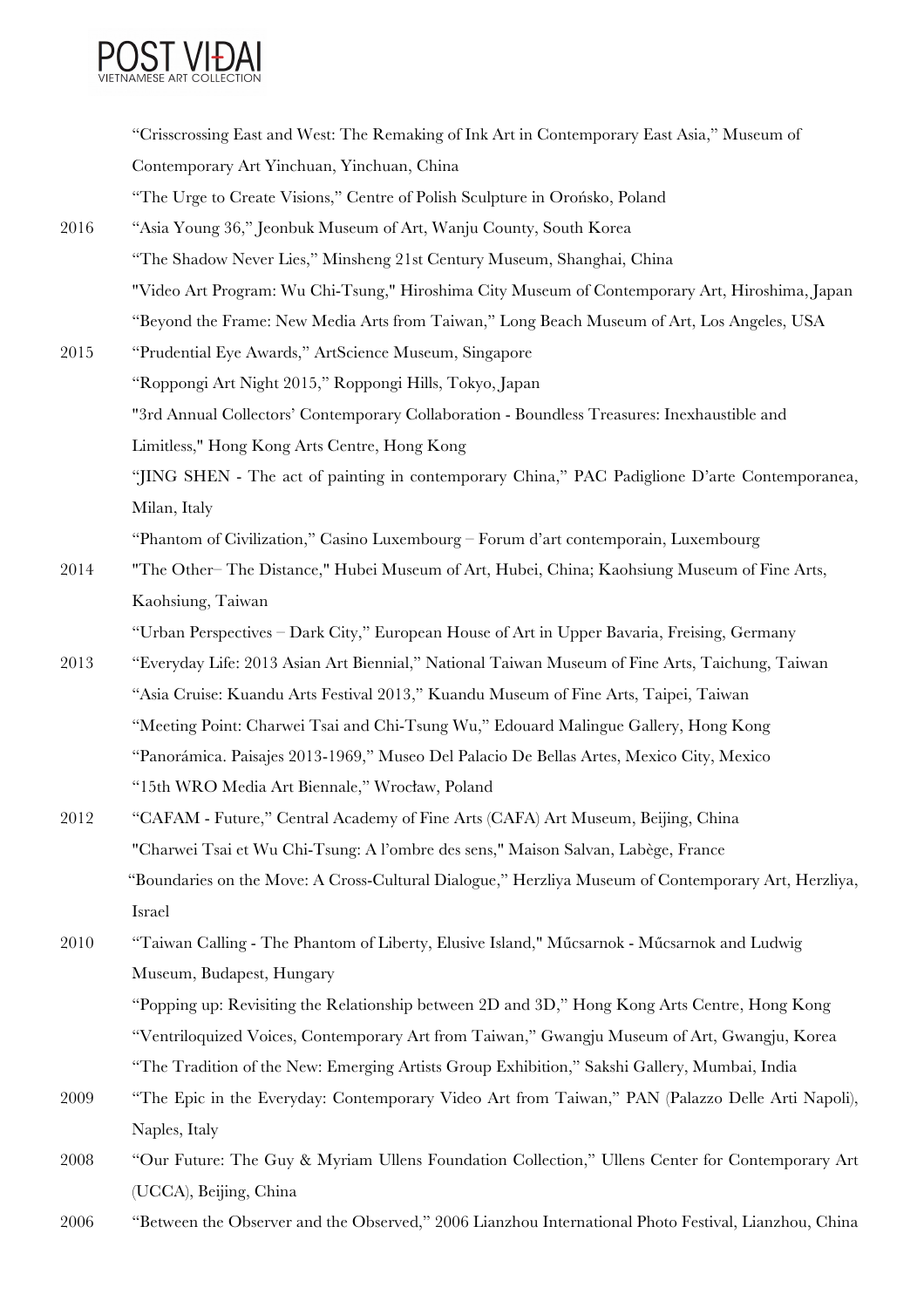"Crisscrossing East and West: The Remaking of Ink Art in Contemporary East Asia," Museum of Contemporary Art Yinchuan, Yinchuan, China

"The Urge to Create Visions," Centre of Polish Sculpture in Orońsko, Poland

2016 "Asia Young 36," Jeonbuk Museum of Art, Wanju County, South Korea

"The Shadow Never Lies," Minsheng 21st Century Museum, Shanghai, China

"Video Art Program: Wu Chi-Tsung," Hiroshima City Museum of Contemporary Art, Hiroshima, Japan

"Beyond the Frame: New Media Arts from Taiwan," Long Beach Museum of Art, Los Angeles, USA

2015 "Prudential Eye Awards," ArtScience Museum, Singapore

"Roppongi Art Night 2015," Roppongi Hills, Tokyo, Japan

"3rd Annual Collectors' Contemporary Collaboration - Boundless Treasures: Inexhaustible and Limitless," Hong Kong Arts Centre, Hong Kong

"JING SHEN - The act of painting in contemporary China," PAC Padiglione D'arte Contemporanea, Milan, Italy

"Phantom of Civilization," Casino Luxembourg – Forum d'art contemporain, Luxembourg

2014 "The Other– The Distance," Hubei Museum of Art, Hubei, China; Kaohsiung Museum of Fine Arts, Kaohsiung, Taiwan

"Urban Perspectives – Dark City," European House of Art in Upper Bavaria, Freising, Germany

2013 "Everyday Life: 2013 Asian Art Biennial," National Taiwan Museum of Fine Arts, Taichung, Taiwan

"Asia Cruise: Kuandu Arts Festival 2013," Kuandu Museum of Fine Arts, Taipei, Taiwan

"Meeting Point: Charwei Tsai and Chi-Tsung Wu," Edouard Malingue Gallery, Hong Kong

"Panorámica. Paisajes 2013-1969," Museo Del Palacio De Bellas Artes, Mexico City, Mexico

"15th WRO Media Art Biennale," Wrocław, Poland

2012 "CAFAM - Future," Central Academy of Fine Arts (CAFA) Art Museum, Beijing, China

"Charwei Tsai et Wu Chi-Tsung: A l'ombre des sens," Maison Salvan, Labège, France

"Boundaries on the Move: A Cross-Cultural Dialogue," Herzliya Museum of Contemporary Art, Herzliya, Israel

2010 "Taiwan Calling - The Phantom of Liberty, Elusive Island," Műcsarnok - Műcsarnok and Ludwig Museum, Budapest, Hungary

"Popping up: Revisiting the Relationship between 2D and 3D," Hong Kong Arts Centre, Hong Kong

"Ventriloquized Voices, Contemporary Art from Taiwan," Gwangju Museum of Art, Gwangju, Korea

"The Tradition of the New: Emerging Artists Group Exhibition," Sakshi Gallery, Mumbai, India

2009 "The Epic in the Everyday: Contemporary Video Art from Taiwan," PAN (Palazzo Delle Arti Napoli), Naples, Italy

2008 "Our Future: The Guy & Myriam Ullens Foundation Collection," Ullens Center for Contemporary Art (UCCA), Beijing, China

2006 "Between the Observer and the Observed," 2006 Lianzhou International Photo Festival, Lianzhou, China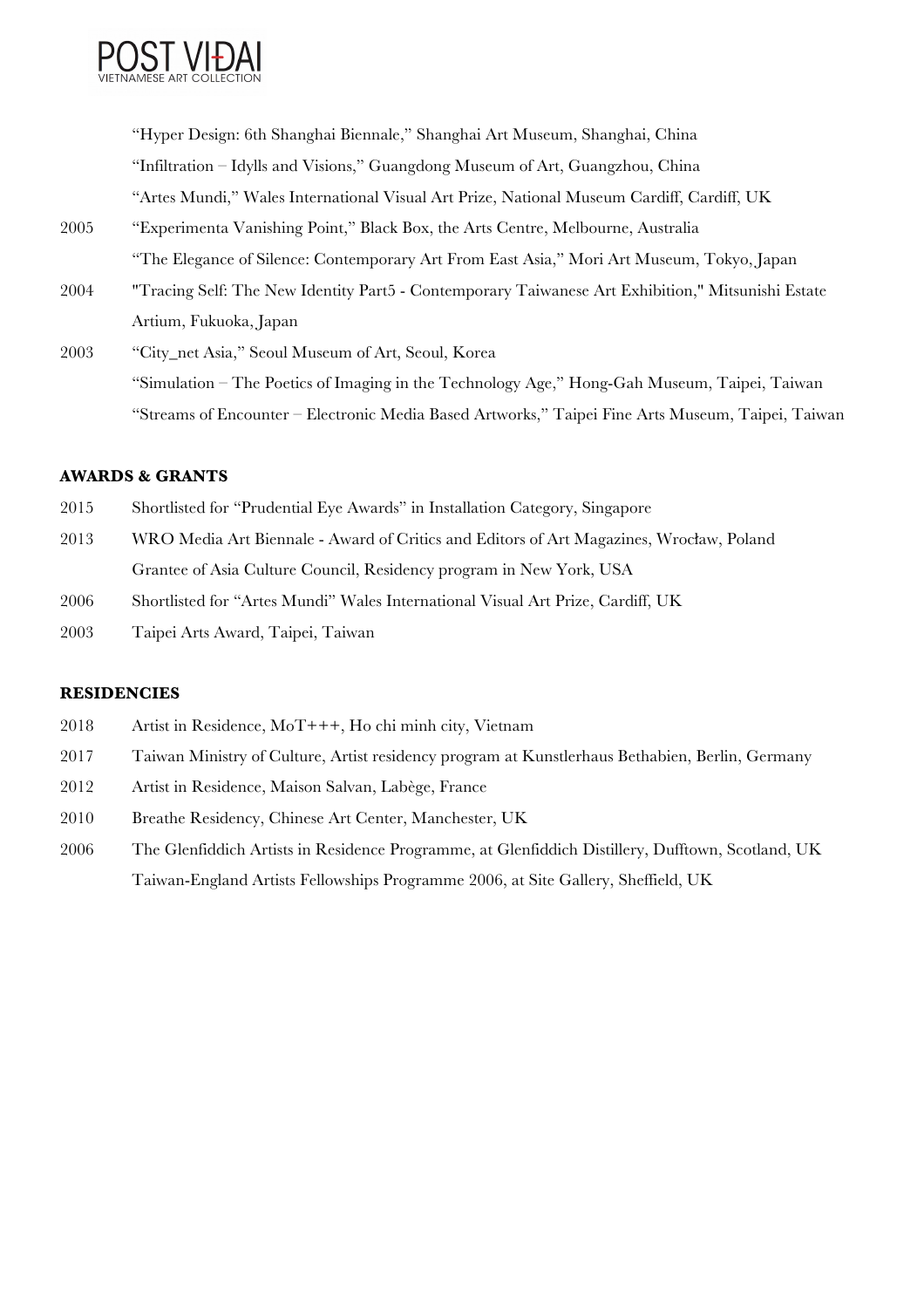"Hyper Design: 6th Shanghai Biennale," Shanghai Art Museum, Shanghai, China
"Infiltration – Idylls and Visions," Guangdong Museum of Art, Guangzhou, China
"Artes Mundi," Wales International Visual Art Prize, National Museum Cardiff, Cardiff, UK

2005 "Experimenta Vanishing Point," Black Box, the Arts Centre, Melbourne, Australia
"The Elegance of Silence: Contemporary Art From East Asia," Mori Art Museum, Tokyo, Japan

2004 "Tracing Self: The New Identity Part5 - Contemporary Taiwanese Art Exhibition," Mitsunishi Estate Artium, Fukuoka, Japan

2003 "City_net Asia," Seoul Museum of Art, Seoul, Korea
"Simulation – The Poetics of Imaging in the Technology Age," Hong-Gah Museum, Taipei, Taiwan
"Streams of Encounter – Electronic Media Based Artworks," Taipei Fine Arts Museum, Taipei, Taiwan

**AWARDS & GRANTS**

2015 Shortlisted for "Prudential Eye Awards" in Installation Category, Singapore

2013 WRO Media Art Biennale - Award of Critics and Editors of Art Magazines, Wrocław, Poland
Grantee of Asia Culture Council, Residency program in New York, USA

2006 Shortlisted for "Artes Mundi" Wales International Visual Art Prize, Cardiff, UK

2003 Taipei Arts Award, Taipei, Taiwan

**RESIDENCIES**

2018 Artist in Residence, MoT+++, Ho chi minh city, Vietnam

2017 Taiwan Ministry of Culture, Artist residency program at Kunstlerhaus Bethabien, Berlin, Germany

2012 Artist in Residence, Maison Salvan, Labège, France

2010 Breathe Residency, Chinese Art Center, Manchester, UK

2006 The Glenfiddich Artists in Residence Programme, at Glenfiddich Distillery, Dufftown, Scotland, UK
Taiwan-England Artists Fellowships Programme 2006, at Site Gallery, Sheffield, UK